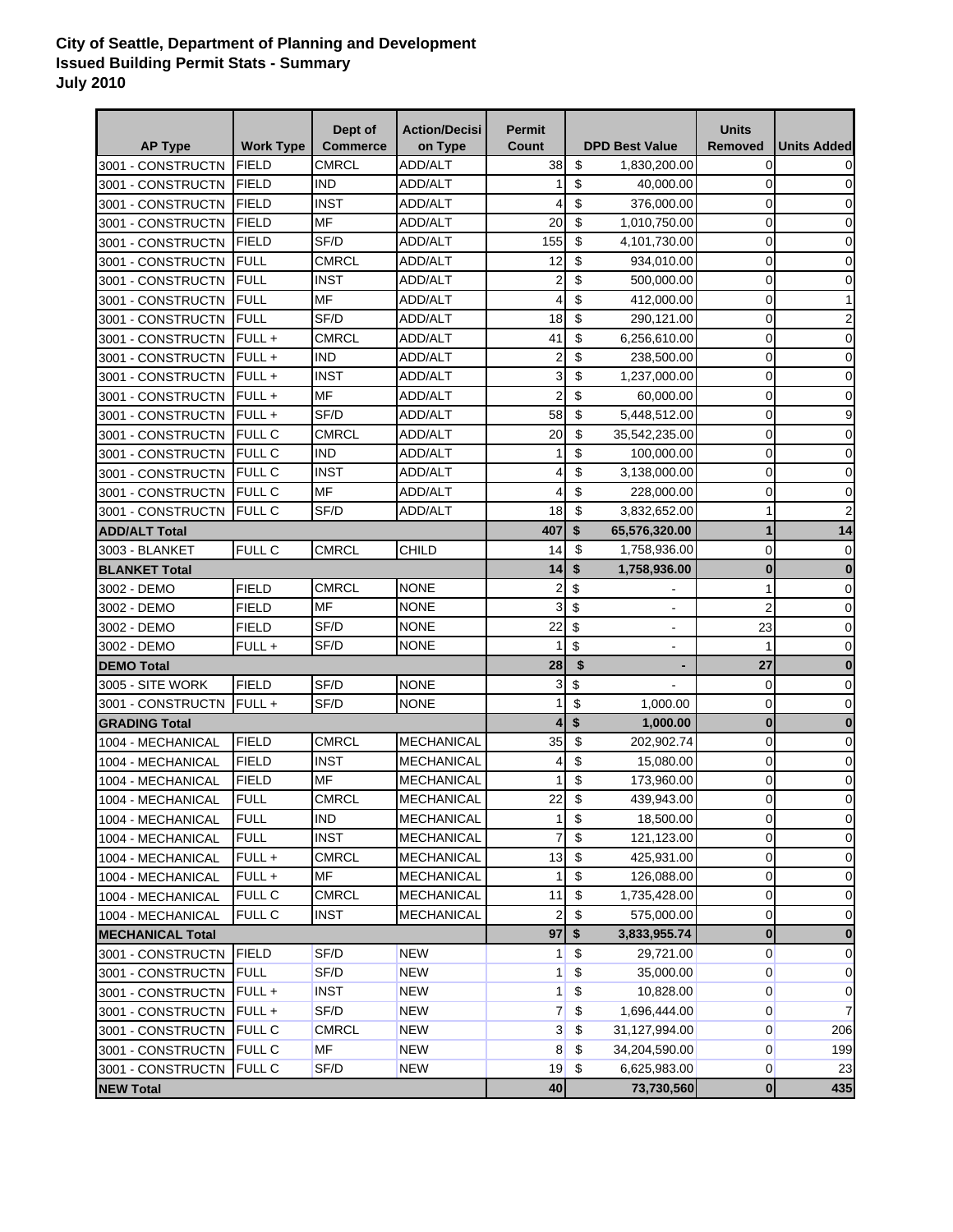**City of Seattle, Department of Planning and Development**
**Issued Building Permit Stats - Summary**
**July 2010**

| AP Type | Work Type | Dept of Commerce | Action/Decision Type | Permit Count | DPD Best Value | Units Removed | Units Added |
|---|---|---|---|---|---|---|---|
| 3001 - CONSTRUCTN | FIELD | CMRCL | ADD/ALT | 38 | $ 1,830,200.00 | 0 | 0 |
| 3001 - CONSTRUCTN | FIELD | IND | ADD/ALT | 1 | $ 40,000.00 | 0 | 0 |
| 3001 - CONSTRUCTN | FIELD | INST | ADD/ALT | 4 | $ 376,000.00 | 0 | 0 |
| 3001 - CONSTRUCTN | FIELD | MF | ADD/ALT | 20 | $ 1,010,750.00 | 0 | 0 |
| 3001 - CONSTRUCTN | FIELD | SF/D | ADD/ALT | 155 | $ 4,101,730.00 | 0 | 0 |
| 3001 - CONSTRUCTN | FULL | CMRCL | ADD/ALT | 12 | $ 934,010.00 | 0 | 0 |
| 3001 - CONSTRUCTN | FULL | INST | ADD/ALT | 2 | $ 500,000.00 | 0 | 0 |
| 3001 - CONSTRUCTN | FULL | MF | ADD/ALT | 4 | $ 412,000.00 | 0 | 1 |
| 3001 - CONSTRUCTN | FULL | SF/D | ADD/ALT | 18 | $ 290,121.00 | 0 | 2 |
| 3001 - CONSTRUCTN | FULL + | CMRCL | ADD/ALT | 41 | $ 6,256,610.00 | 0 | 0 |
| 3001 - CONSTRUCTN | FULL + | IND | ADD/ALT | 2 | $ 238,500.00 | 0 | 0 |
| 3001 - CONSTRUCTN | FULL + | INST | ADD/ALT | 3 | $ 1,237,000.00 | 0 | 0 |
| 3001 - CONSTRUCTN | FULL + | MF | ADD/ALT | 2 | $ 60,000.00 | 0 | 0 |
| 3001 - CONSTRUCTN | FULL + | SF/D | ADD/ALT | 58 | $ 5,448,512.00 | 0 | 9 |
| 3001 - CONSTRUCTN | FULL C | CMRCL | ADD/ALT | 20 | $ 35,542,235.00 | 0 | 0 |
| 3001 - CONSTRUCTN | FULL C | IND | ADD/ALT | 1 | $ 100,000.00 | 0 | 0 |
| 3001 - CONSTRUCTN | FULL C | INST | ADD/ALT | 4 | $ 3,138,000.00 | 0 | 0 |
| 3001 - CONSTRUCTN | FULL C | MF | ADD/ALT | 4 | $ 228,000.00 | 0 | 0 |
| 3001 - CONSTRUCTN | FULL C | SF/D | ADD/ALT | 18 | $ 3,832,652.00 | 1 | 2 |
| **ADD/ALT Total** | | | | **407** | **$ 65,576,320.00** | **1** | **14** |
| 3003 - BLANKET | FULL C | CMRCL | CHILD | 14 | $ 1,758,936.00 | 0 | 0 |
| **BLANKET Total** | | | | **14** | **$ 1,758,936.00** | **0** | **0** |
| 3002 - DEMO | FIELD | CMRCL | NONE | 2 | $ - | 1 | 0 |
| 3002 - DEMO | FIELD | MF | NONE | 3 | $ - | 2 | 0 |
| 3002 - DEMO | FIELD | SF/D | NONE | 22 | $ - | 23 | 0 |
| 3002 - DEMO | FULL + | SF/D | NONE | 1 | $ - | 1 | 0 |
| **DEMO Total** | | | | **28** | **$ -** | **27** | **0** |
| 3005 - SITE WORK | FIELD | SF/D | NONE | 3 | $ - | 0 | 0 |
| 3001 - CONSTRUCTN | FULL + | SF/D | NONE | 1 | $ 1,000.00 | 0 | 0 |
| **GRADING Total** | | | | **4** | **$ 1,000.00** | **0** | **0** |
| 1004 - MECHANICAL | FIELD | CMRCL | MECHANICAL | 35 | $ 202,902.74 | 0 | 0 |
| 1004 - MECHANICAL | FIELD | INST | MECHANICAL | 4 | $ 15,080.00 | 0 | 0 |
| 1004 - MECHANICAL | FIELD | MF | MECHANICAL | 1 | $ 173,960.00 | 0 | 0 |
| 1004 - MECHANICAL | FULL | CMRCL | MECHANICAL | 22 | $ 439,943.00 | 0 | 0 |
| 1004 - MECHANICAL | FULL | IND | MECHANICAL | 1 | $ 18,500.00 | 0 | 0 |
| 1004 - MECHANICAL | FULL | INST | MECHANICAL | 7 | $ 121,123.00 | 0 | 0 |
| 1004 - MECHANICAL | FULL + | CMRCL | MECHANICAL | 13 | $ 425,931.00 | 0 | 0 |
| 1004 - MECHANICAL | FULL + | MF | MECHANICAL | 1 | $ 126,088.00 | 0 | 0 |
| 1004 - MECHANICAL | FULL C | CMRCL | MECHANICAL | 11 | $ 1,735,428.00 | 0 | 0 |
| 1004 - MECHANICAL | FULL C | INST | MECHANICAL | 2 | $ 575,000.00 | 0 | 0 |
| **MECHANICAL Total** | | | | **97** | **$ 3,833,955.74** | **0** | **0** |
| 3001 - CONSTRUCTN | FIELD | SF/D | NEW | 1 | $ 29,721.00 | 0 | 0 |
| 3001 - CONSTRUCTN | FULL | SF/D | NEW | 1 | $ 35,000.00 | 0 | 0 |
| 3001 - CONSTRUCTN | FULL + | INST | NEW | 1 | $ 10,828.00 | 0 | 0 |
| 3001 - CONSTRUCTN | FULL + | SF/D | NEW | 7 | $ 1,696,444.00 | 0 | 7 |
| 3001 - CONSTRUCTN | FULL C | CMRCL | NEW | 3 | $ 31,127,994.00 | 0 | 206 |
| 3001 - CONSTRUCTN | FULL C | MF | NEW | 8 | $ 34,204,590.00 | 0 | 199 |
| 3001 - CONSTRUCTN | FULL C | SF/D | NEW | 19 | $ 6,625,983.00 | 0 | 23 |
| **NEW Total** | | | | **40** | **73,730,560** | **0** | **435** |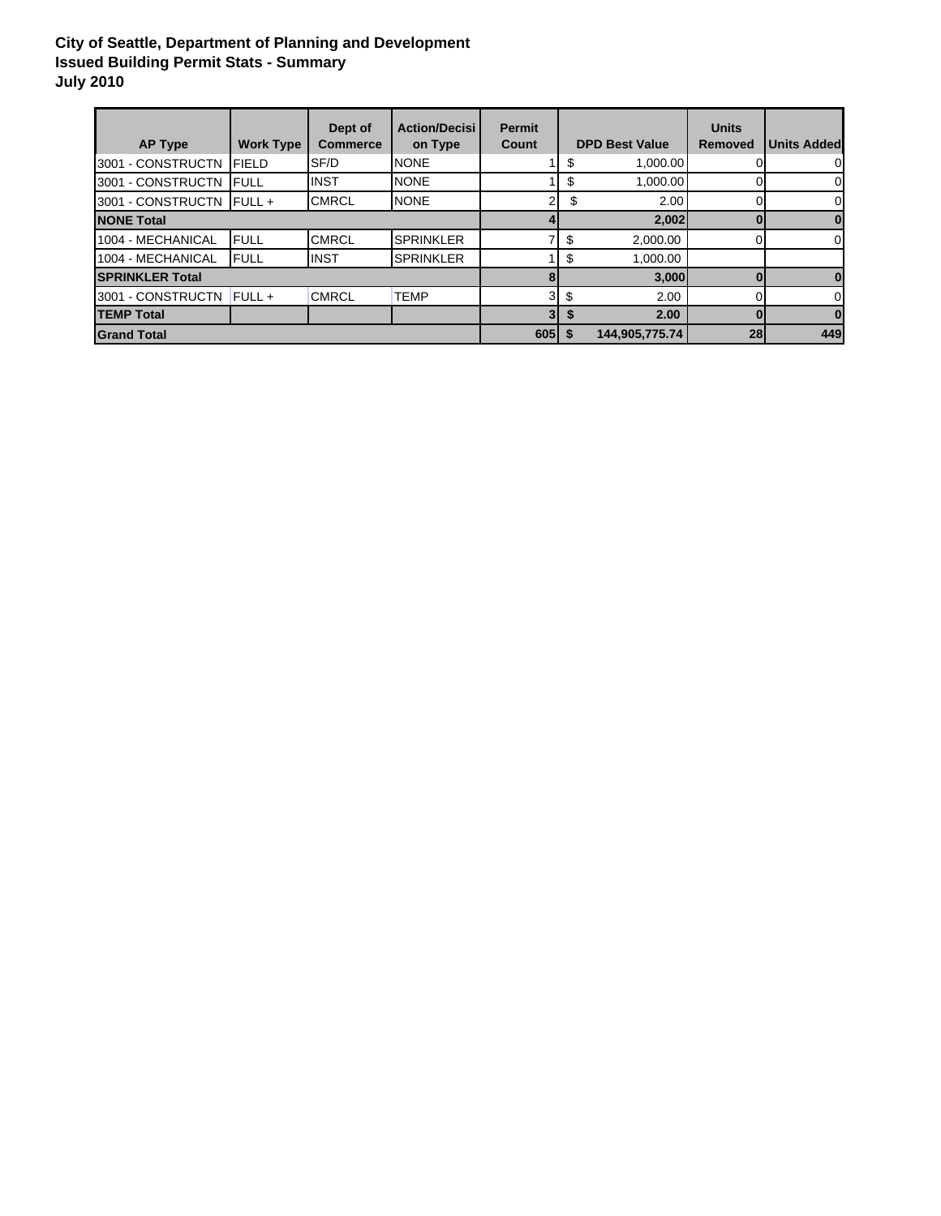**City of Seattle, Department of Planning and Development**
**Issued Building Permit Stats - Summary**
**July 2010**

| AP Type | Work Type | Dept of Commerce | Action/Decision Type | Permit Count | DPD Best Value | Units Removed | Units Added |
|---|---|---|---|---|---|---|---|
| 3001 - CONSTRUCTN | FIELD | SF/D | NONE | 1 | $ 1,000.00 | 0 | 0 |
| 3001 - CONSTRUCTN | FULL | INST | NONE | 1 | $ 1,000.00 | 0 | 0 |
| 3001 - CONSTRUCTN | FULL + | CMRCL | NONE | 2 | $ 2.00 | 0 | 0 |
| **NONE Total** | | | | **4** | **2,002** | **0** | **0** |
| 1004 - MECHANICAL | FULL | CMRCL | SPRINKLER | 7 | $ 2,000.00 | 0 | 0 |
| 1004 - MECHANICAL | FULL | INST | SPRINKLER | 1 | $ 1,000.00 | | |
| **SPRINKLER Total** | | | | **8** | **3,000** | **0** | **0** |
| 3001 - CONSTRUCTN | FULL + | CMRCL | TEMP | 3 | $ 2.00 | 0 | 0 |
| **TEMP Total** | | | | **3** | **$ 2.00** | **0** | **0** |
| **Grand Total** | | | | **605** | **$ 144,905,775.74** | **28** | **449** |